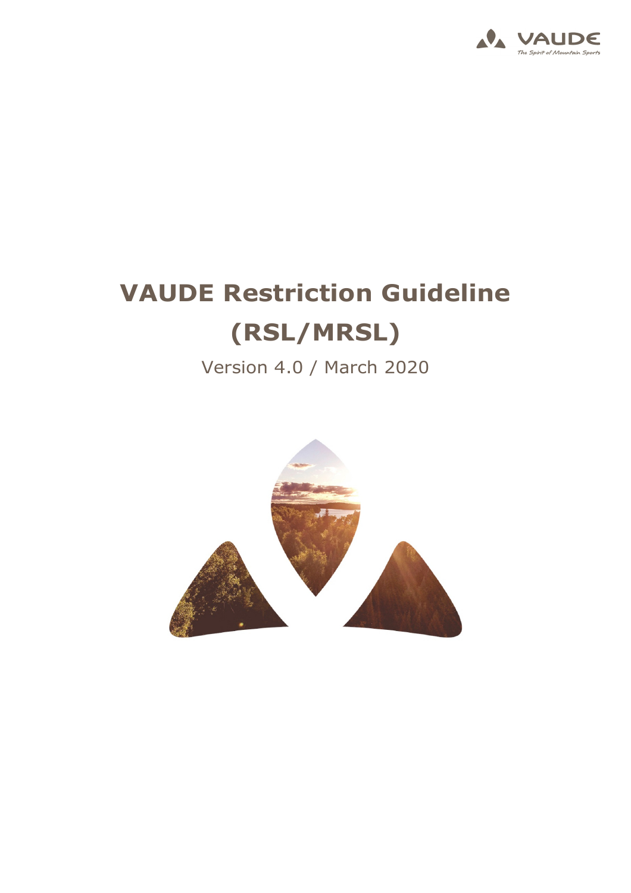# VAUDE Restriction Guideline (RSL/MRSL)

Version 4.0 / March 2020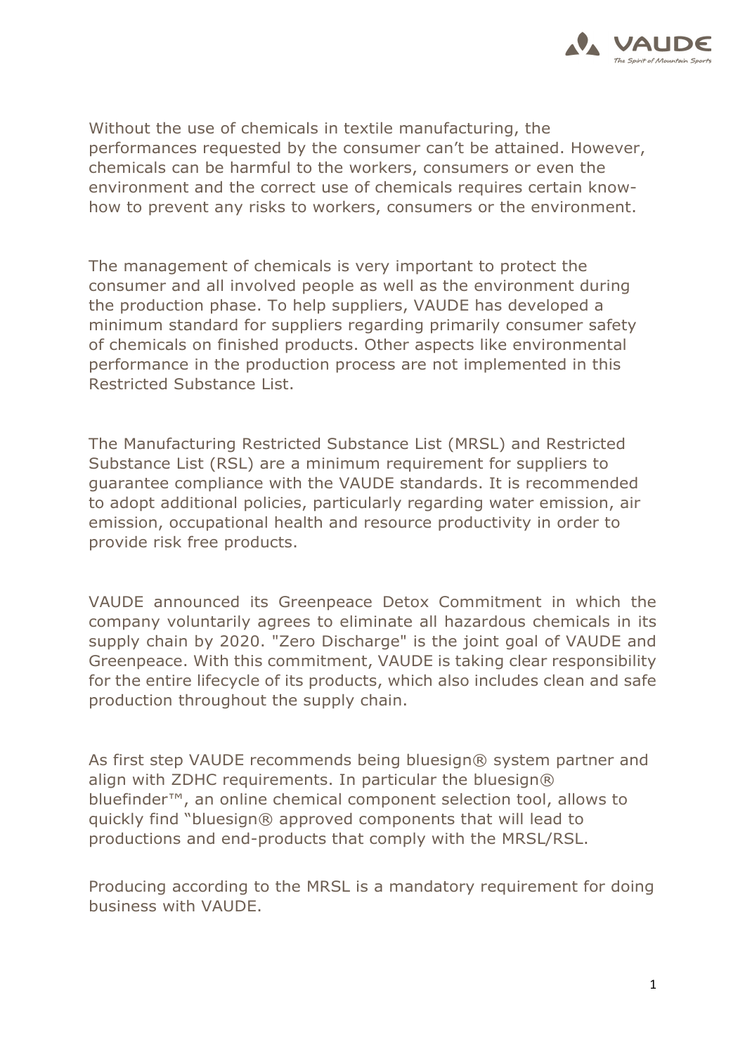Without the use of chemicals in textile manufacturing, the performances requested by the consumer can't be attained. However, chemicals can be harmful to the workers, consumers or even the environment and the correct use of chemicals requires certain know-how to prevent any risks to workers, consumers or the environment.

The management of chemicals is very important to protect the consumer and all involved people as well as the environment during the production phase. To help suppliers, VAUDE has developed a minimum standard for suppliers regarding primarily consumer safety of chemicals on finished products. Other aspects like environmental performance in the production process are not implemented in this Restricted Substance List.

The Manufacturing Restricted Substance List (MRSL) and Restricted Substance List (RSL) are a minimum requirement for suppliers to guarantee compliance with the VAUDE standards. It is recommended to adopt additional policies, particularly regarding water emission, air emission, occupational health and resource productivity in order to provide risk free products.

VAUDE announced its Greenpeace Detox Commitment in which the company voluntarily agrees to eliminate all hazardous chemicals in its supply chain by 2020. "Zero Discharge" is the joint goal of VAUDE and Greenpeace. With this commitment, VAUDE is taking clear responsibility for the entire lifecycle of its products, which also includes clean and safe production throughout the supply chain.

As first step VAUDE recommends being bluesign® system partner and align with ZDHC requirements. In particular the bluesign® bluefinder™, an online chemical component selection tool, allows to quickly find "bluesign® approved components that will lead to productions and end-products that comply with the MRSL/RSL.

Producing according to the MRSL is a mandatory requirement for doing business with VAUDE.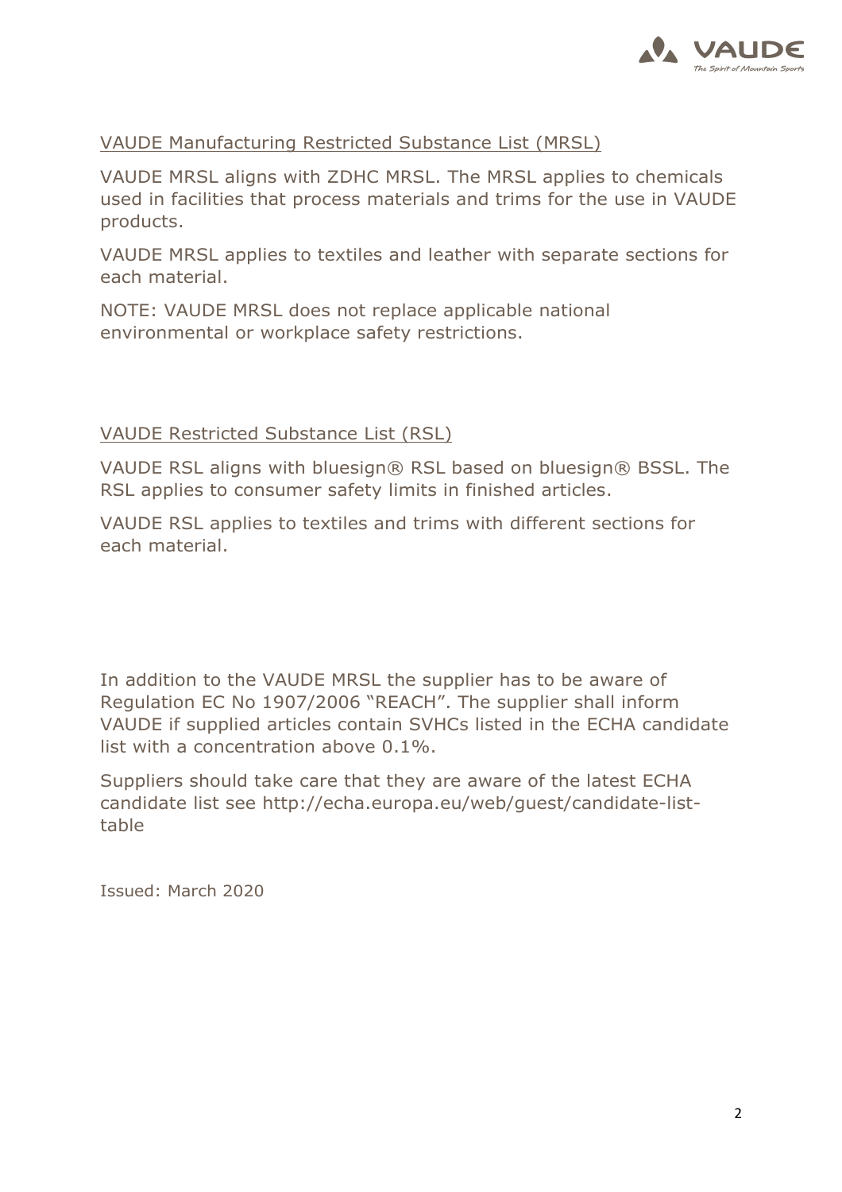## VAUDE Manufacturing Restricted Substance List (MRSL)

VAUDE MRSL aligns with ZDHC MRSL. The MRSL applies to chemicals used in facilities that process materials and trims for the use in VAUDE products.

VAUDE MRSL applies to textiles and leather with separate sections for each material.

NOTE: VAUDE MRSL does not replace applicable national environmental or workplace safety restrictions.

## VAUDE Restricted Substance List (RSL)

VAUDE RSL aligns with bluesign® RSL based on bluesign® BSSL. The RSL applies to consumer safety limits in finished articles.

VAUDE RSL applies to textiles and trims with different sections for each material.

In addition to the VAUDE MRSL the supplier has to be aware of Regulation EC No 1907/2006 "REACH". The supplier shall inform VAUDE if supplied articles contain SVHCs listed in the ECHA candidate list with a concentration above 0.1%.

Suppliers should take care that they are aware of the latest ECHA candidate list see http://echa.europa.eu/web/guest/candidate-list-table

Issued: March 2020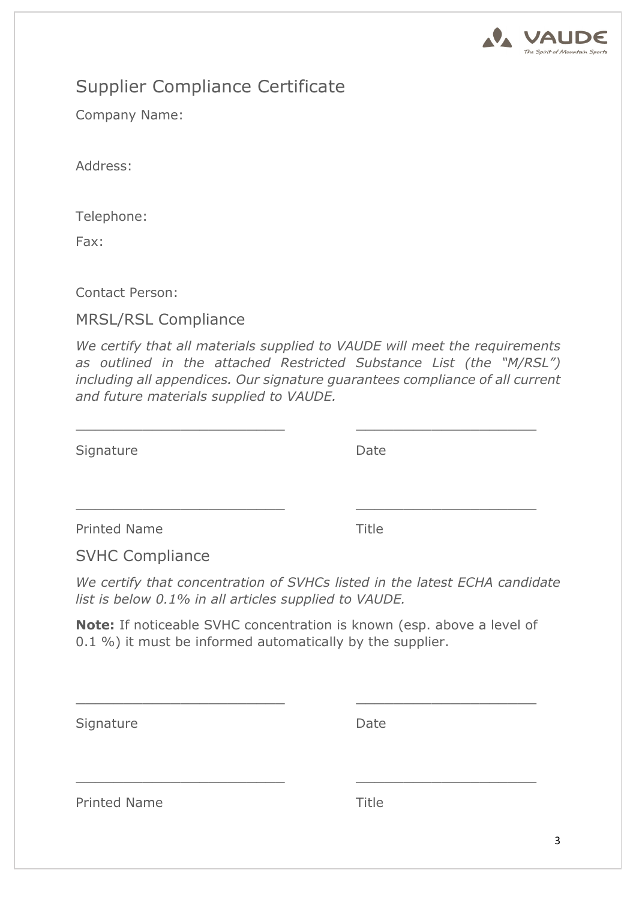# Supplier Compliance Certificate

Company Name:

Address:

Telephone:

Fax:

Contact Person:

## MRSL/RSL Compliance

*We certify that all materials supplied to VAUDE will meet the requirements as outlined in the attached Restricted Substance List (the "M/RSL") including all appendices. Our signature guarantees compliance of all current and future materials supplied to VAUDE.*

\_\_\_\_\_\_\_\_\_\_\_\_\_\_\_\_\_\_\_\_\_\_\_\_\_ \_\_\_\_\_\_\_\_\_\_\_\_\_\_\_\_\_\_\_\_\_\_

Signature Date

\_\_\_\_\_\_\_\_\_\_\_\_\_\_\_\_\_\_\_\_\_\_\_\_\_ \_\_\_\_\_\_\_\_\_\_\_\_\_\_\_\_\_\_\_\_\_\_

Printed Name Title

## SVHC Compliance

*We certify that concentration of SVHCs listed in the latest ECHA candidate list is below 0.1% in all articles supplied to VAUDE.*

**Note:** If noticeable SVHC concentration is known (esp. above a level of 0.1 %) it must be informed automatically by the supplier.

\_\_\_\_\_\_\_\_\_\_\_\_\_\_\_\_\_\_\_\_\_\_\_\_\_ \_\_\_\_\_\_\_\_\_\_\_\_\_\_\_\_\_\_\_\_\_\_

Signature Date

\_\_\_\_\_\_\_\_\_\_\_\_\_\_\_\_\_\_\_\_\_\_\_\_\_ \_\_\_\_\_\_\_\_\_\_\_\_\_\_\_\_\_\_\_\_\_\_

Printed Name Title